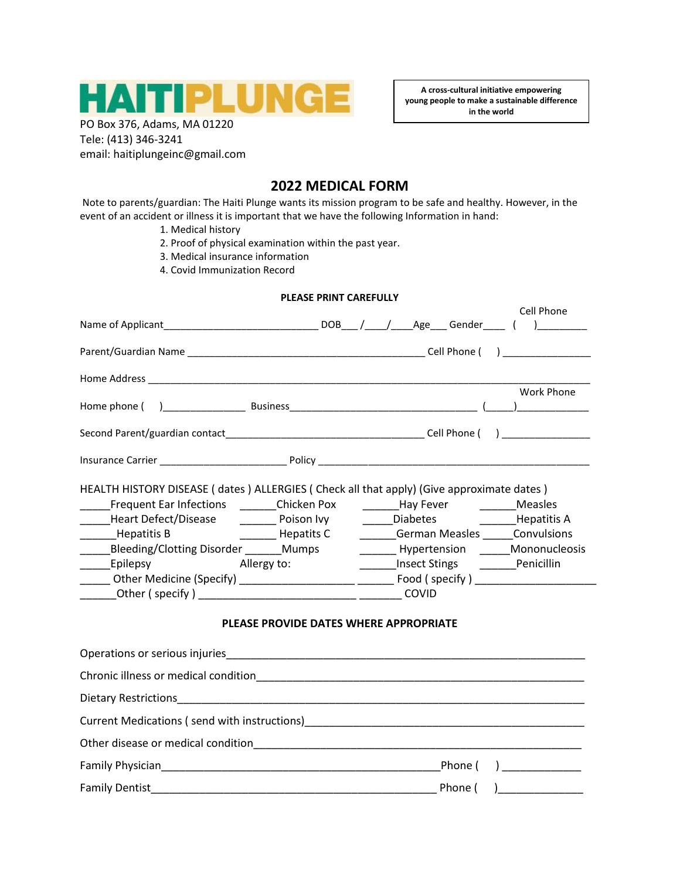# HAITIPLUNGE

PO Box 376, Adams, MA 01220
Tele: (413) 346-3241
email: haitiplungeinc@gmail.com

**A cross-cultural initiative empowering young people to make a sustainable difference in the world**

## 2022 MEDICAL FORM

Note to parents/guardian: The Haiti Plunge wants its mission program to be safe and healthy. However, in the event of an accident or illness it is important that we have the following Information in hand:

1. Medical history
2. Proof of physical examination within the past year.
3. Medical insurance information
4. Covid Immunization Record

**PLEASE PRINT CAREFULLY**

Name of Applicant___________________________ DOB___/____/____Age___ Gender____ Cell Phone ( )_________

Parent/Guardian Name __________________________________________ Cell Phone ( ) ________________

Home Address ___________________________________________________________________________

Home phone ( )_______________ Business__________________________________ Work Phone (_____)_____________

Second Parent/guardian contact____________________________________ Cell Phone ( ) ________________

Insurance Carrier _______________________ Policy _______________________________________________

HEALTH HISTORY DISEASE ( dates ) ALLERGIES ( Check all that apply) (Give approximate dates )

_____Frequent Ear Infections ______Chicken Pox ______Hay Fever ______Measles
_____Heart Defect/Disease ______ Poison Ivy _____Diabetes ______Hepatitis A
______Hepatitis B ______ Hepatits C ______German Measles _____Convulsions
_____Bleeding/Clotting Disorder ______Mumps ______ Hypertension _____Mononucleosis
_____Epilepsy Allergy to: ______Insect Stings ______Penicillin
_____ Other Medicine (Specify) ___________________ ______ Food ( specify ) ____________________
______Other ( specify ) __________________________ _______ COVID

**PLEASE PROVIDE DATES WHERE APPROPRIATE**

Operations or serious injuries______________________________________________________________

Chronic illness or medical condition_________________________________________________________

Dietary Restrictions________________________________________________________________________

Current Medications ( send with instructions)_________________________________________________

Other disease or medical condition__________________________________________________________

Family Physician_______________________________________________Phone ( ) _____________

Family Dentist_________________________________________________ Phone ( )______________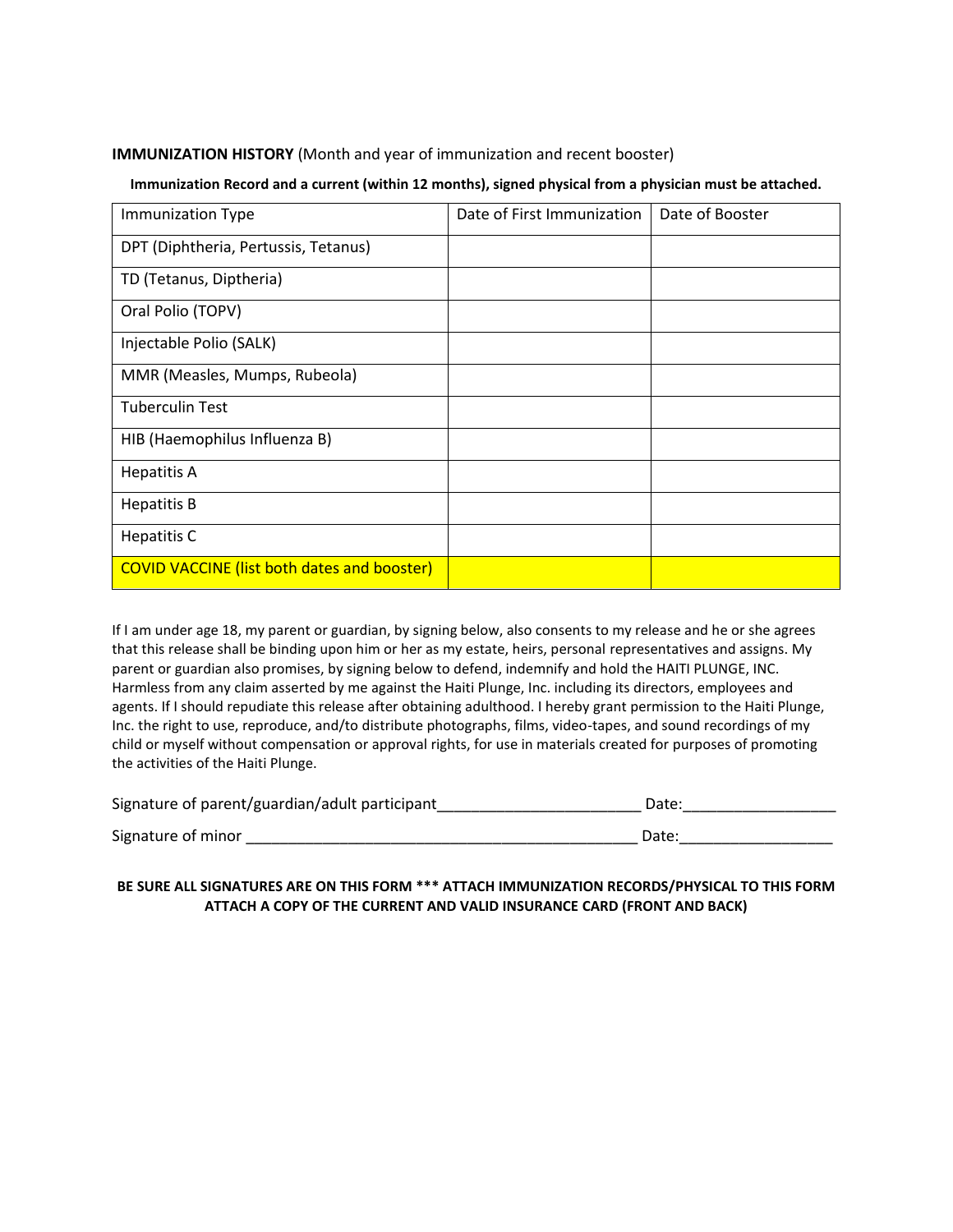**IMMUNIZATION HISTORY** (Month and year of immunization and recent booster)

**Immunization Record and a current (within 12 months), signed physical from a physician must be attached.**

| Immunization Type | Date of First Immunization | Date of Booster |
|---|---|---|
| DPT (Diphtheria, Pertussis, Tetanus) | | |
| TD (Tetanus, Diptheria) | | |
| Oral Polio (TOPV) | | |
| Injectable Polio (SALK) | | |
| MMR (Measles, Mumps, Rubeola) | | |
| Tuberculin Test | | |
| HIB (Haemophilus Influenza B) | | |
| Hepatitis A | | |
| Hepatitis B | | |
| Hepatitis C | | |
| COVID VACCINE (list both dates and booster) | | |

If I am under age 18, my parent or guardian, by signing below, also consents to my release and he or she agrees that this release shall be binding upon him or her as my estate, heirs, personal representatives and assigns. My parent or guardian also promises, by signing below to defend, indemnify and hold the HAITI PLUNGE, INC. Harmless from any claim asserted by me against the Haiti Plunge, Inc. including its directors, employees and agents. If I should repudiate this release after obtaining adulthood. I hereby grant permission to the Haiti Plunge, Inc. the right to use, reproduce, and/to distribute photographs, films, video-tapes, and sound recordings of my child or myself without compensation or approval rights, for use in materials created for purposes of promoting the activities of the Haiti Plunge.

Signature of parent/guardian/adult participant________________________ Date:__________________

Signature of minor ______________________________________________ Date:__________________

**BE SURE ALL SIGNATURES ARE ON THIS FORM *** ATTACH IMMUNIZATION RECORDS/PHYSICAL TO THIS FORM ATTACH A COPY OF THE CURRENT AND VALID INSURANCE CARD (FRONT AND BACK)**